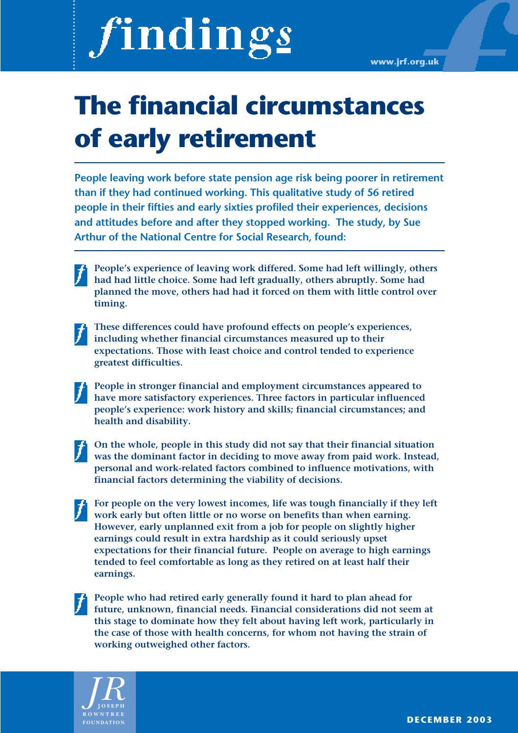# findings

www.jrf.org.uk

# The financial circumstances of early retirement

**People leaving work before state pension age risk being poorer in retirement than if they had continued working. This qualitative study of 56 retired people in their fifties and early sixties profiled their experiences, decisions and attitudes before and after they stopped working. The study, by Sue Arthur of the National Centre for Social Research, found:**

- **People's experience of leaving work differed. Some had left willingly, others had had little choice. Some had left gradually, others abruptly. Some had planned the move, others had had it forced on them with little control over timing.**

- **These differences could have profound effects on people's experiences, including whether financial circumstances measured up to their expectations. Those with least choice and control tended to experience greatest difficulties.**

- **People in stronger financial and employment circumstances appeared to have more satisfactory experiences. Three factors in particular influenced people's experience: work history and skills; financial circumstances; and health and disability.**

- **On the whole, people in this study did not say that their financial situation was the dominant factor in deciding to move away from paid work. Instead, personal and work-related factors combined to influence motivations, with financial factors determining the viability of decisions.**

- **For people on the very lowest incomes, life was tough financially if they left work early but often little or no worse on benefits than when earning. However, early unplanned exit from a job for people on slightly higher earnings could result in extra hardship as it could seriously upset expectations for their financial future. People on average to high earnings tended to feel comfortable as long as they retired on at least half their earnings.**

- **People who had retired early generally found it hard to plan ahead for future, unknown, financial needs. Financial considerations did not seem at this stage to dominate how they felt about having left work, particularly in the case of those with health concerns, for whom not having the strain of working outweighed other factors.**

JOSEPH ROWNTREE FOUNDATION

DECEMBER 2003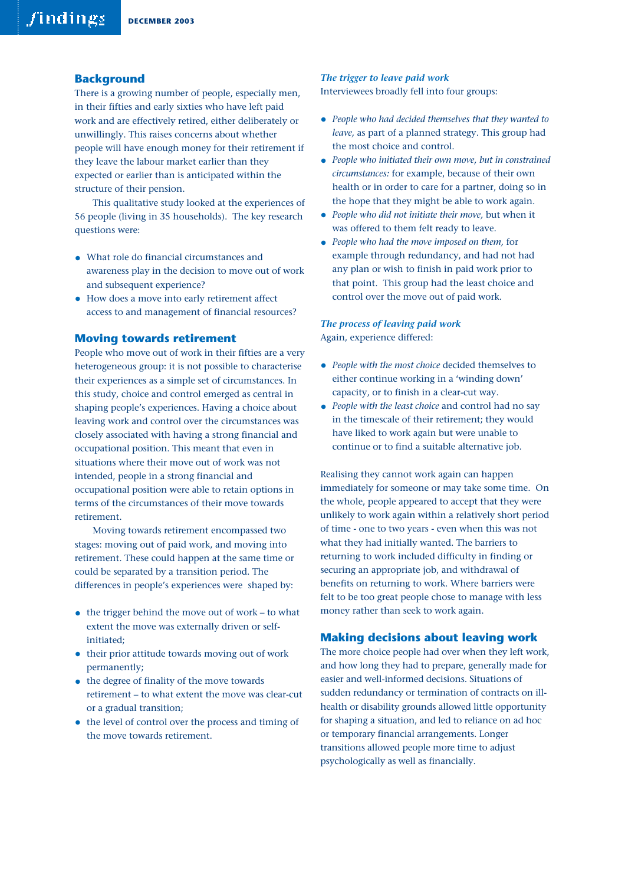## Background

There is a growing number of people, especially men, in their fifties and early sixties who have left paid work and are effectively retired, either deliberately or unwillingly. This raises concerns about whether people will have enough money for their retirement if they leave the labour market earlier than they expected or earlier than is anticipated within the structure of their pension.

This qualitative study looked at the experiences of 56 people (living in 35 households). The key research questions were:

- What role do financial circumstances and awareness play in the decision to move out of work and subsequent experience?
- How does a move into early retirement affect access to and management of financial resources?

## Moving towards retirement

People who move out of work in their fifties are a very heterogeneous group: it is not possible to characterise their experiences as a simple set of circumstances. In this study, choice and control emerged as central in shaping people's experiences. Having a choice about leaving work and control over the circumstances was closely associated with having a strong financial and occupational position. This meant that even in situations where their move out of work was not intended, people in a strong financial and occupational position were able to retain options in terms of the circumstances of their move towards retirement.

Moving towards retirement encompassed two stages: moving out of paid work, and moving into retirement. These could happen at the same time or could be separated by a transition period. The differences in people's experiences were shaped by:

- the trigger behind the move out of work – to what extent the move was externally driven or self-initiated;
- their prior attitude towards moving out of work permanently;
- the degree of finality of the move towards retirement – to what extent the move was clear-cut or a gradual transition;
- the level of control over the process and timing of the move towards retirement.

### *The trigger to leave paid work*

Interviewees broadly fell into four groups:

- *People who had decided themselves that they wanted to leave,* as part of a planned strategy. This group had the most choice and control.
- *People who initiated their own move, but in constrained circumstances:* for example, because of their own health or in order to care for a partner, doing so in the hope that they might be able to work again.
- *People who did not initiate their move,* but when it was offered to them felt ready to leave.
- *People who had the move imposed on them,* for example through redundancy, and had not had any plan or wish to finish in paid work prior to that point. This group had the least choice and control over the move out of paid work.

### *The process of leaving paid work*

Again, experience differed:

- *People with the most choice* decided themselves to either continue working in a 'winding down' capacity, or to finish in a clear-cut way.
- *People with the least choice* and control had no say in the timescale of their retirement; they would have liked to work again but were unable to continue or to find a suitable alternative job.

Realising they cannot work again can happen immediately for someone or may take some time. On the whole, people appeared to accept that they were unlikely to work again within a relatively short period of time - one to two years - even when this was not what they had initially wanted. The barriers to returning to work included difficulty in finding or securing an appropriate job, and withdrawal of benefits on returning to work. Where barriers were felt to be too great people chose to manage with less money rather than seek to work again.

## Making decisions about leaving work

The more choice people had over when they left work, and how long they had to prepare, generally made for easier and well-informed decisions. Situations of sudden redundancy or termination of contracts on ill-health or disability grounds allowed little opportunity for shaping a situation, and led to reliance on ad hoc or temporary financial arrangements. Longer transitions allowed people more time to adjust psychologically as well as financially.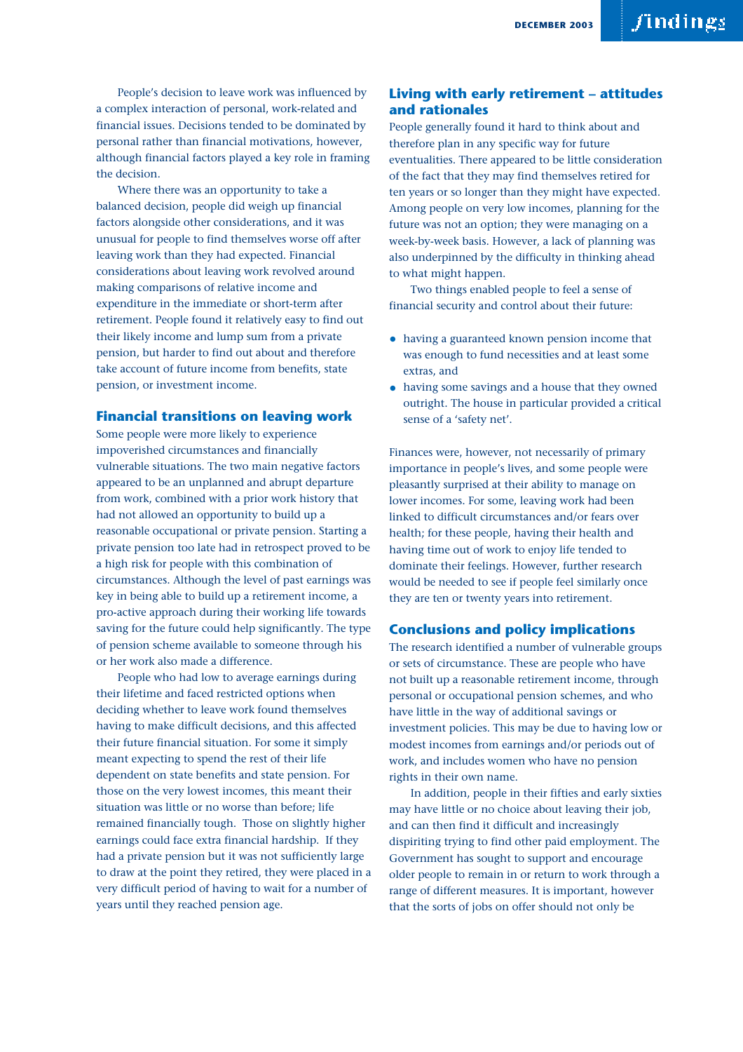People's decision to leave work was influenced by a complex interaction of personal, work-related and financial issues. Decisions tended to be dominated by personal rather than financial motivations, however, although financial factors played a key role in framing the decision.

Where there was an opportunity to take a balanced decision, people did weigh up financial factors alongside other considerations, and it was unusual for people to find themselves worse off after leaving work than they had expected. Financial considerations about leaving work revolved around making comparisons of relative income and expenditure in the immediate or short-term after retirement. People found it relatively easy to find out their likely income and lump sum from a private pension, but harder to find out about and therefore take account of future income from benefits, state pension, or investment income.

## Financial transitions on leaving work

Some people were more likely to experience impoverished circumstances and financially vulnerable situations. The two main negative factors appeared to be an unplanned and abrupt departure from work, combined with a prior work history that had not allowed an opportunity to build up a reasonable occupational or private pension. Starting a private pension too late had in retrospect proved to be a high risk for people with this combination of circumstances. Although the level of past earnings was key in being able to build up a retirement income, a pro-active approach during their working life towards saving for the future could help significantly. The type of pension scheme available to someone through his or her work also made a difference.

People who had low to average earnings during their lifetime and faced restricted options when deciding whether to leave work found themselves having to make difficult decisions, and this affected their future financial situation. For some it simply meant expecting to spend the rest of their life dependent on state benefits and state pension. For those on the very lowest incomes, this meant their situation was little or no worse than before; life remained financially tough. Those on slightly higher earnings could face extra financial hardship. If they had a private pension but it was not sufficiently large to draw at the point they retired, they were placed in a very difficult period of having to wait for a number of years until they reached pension age.

## Living with early retirement – attitudes and rationales

People generally found it hard to think about and therefore plan in any specific way for future eventualities. There appeared to be little consideration of the fact that they may find themselves retired for ten years or so longer than they might have expected. Among people on very low incomes, planning for the future was not an option; they were managing on a week-by-week basis. However, a lack of planning was also underpinned by the difficulty in thinking ahead to what might happen.

Two things enabled people to feel a sense of financial security and control about their future:

- having a guaranteed known pension income that was enough to fund necessities and at least some extras, and
- having some savings and a house that they owned outright. The house in particular provided a critical sense of a 'safety net'.

Finances were, however, not necessarily of primary importance in people's lives, and some people were pleasantly surprised at their ability to manage on lower incomes. For some, leaving work had been linked to difficult circumstances and/or fears over health; for these people, having their health and having time out of work to enjoy life tended to dominate their feelings. However, further research would be needed to see if people feel similarly once they are ten or twenty years into retirement.

## Conclusions and policy implications

The research identified a number of vulnerable groups or sets of circumstance. These are people who have not built up a reasonable retirement income, through personal or occupational pension schemes, and who have little in the way of additional savings or investment policies. This may be due to having low or modest incomes from earnings and/or periods out of work, and includes women who have no pension rights in their own name.

In addition, people in their fifties and early sixties may have little or no choice about leaving their job, and can then find it difficult and increasingly dispiriting trying to find other paid employment. The Government has sought to support and encourage older people to remain in or return to work through a range of different measures. It is important, however that the sorts of jobs on offer should not only be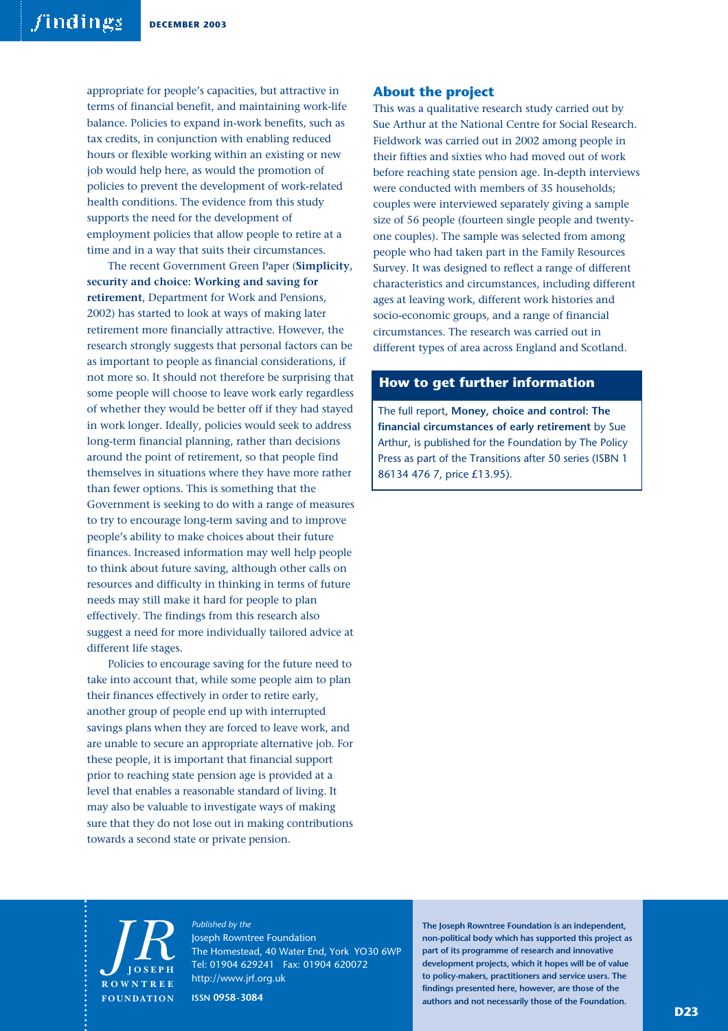appropriate for people's capacities, but attractive in terms of financial benefit, and maintaining work-life balance. Policies to expand in-work benefits, such as tax credits, in conjunction with enabling reduced hours or flexible working within an existing or new job would help here, as would the promotion of policies to prevent the development of work-related health conditions. The evidence from this study supports the need for the development of employment policies that allow people to retire at a time and in a way that suits their circumstances.

The recent Government Green Paper (**Simplicity, security and choice: Working and saving for retirement**, Department for Work and Pensions, 2002) has started to look at ways of making later retirement more financially attractive. However, the research strongly suggests that personal factors can be as important to people as financial considerations, if not more so. It should not therefore be surprising that some people will choose to leave work early regardless of whether they would be better off if they had stayed in work longer. Ideally, policies would seek to address long-term financial planning, rather than decisions around the point of retirement, so that people find themselves in situations where they have more rather than fewer options. This is something that the Government is seeking to do with a range of measures to try to encourage long-term saving and to improve people's ability to make choices about their future finances. Increased information may well help people to think about future saving, although other calls on resources and difficulty in thinking in terms of future needs may still make it hard for people to plan effectively. The findings from this research also suggest a need for more individually tailored advice at different life stages.

Policies to encourage saving for the future need to take into account that, while some people aim to plan their finances effectively in order to retire early, another group of people end up with interrupted savings plans when they are forced to leave work, and are unable to secure an appropriate alternative job. For these people, it is important that financial support prior to reaching state pension age is provided at a level that enables a reasonable standard of living. It may also be valuable to investigate ways of making sure that they do not lose out in making contributions towards a second state or private pension.

## About the project

This was a qualitative research study carried out by Sue Arthur at the National Centre for Social Research. Fieldwork was carried out in 2002 among people in their fifties and sixties who had moved out of work before reaching state pension age. In-depth interviews were conducted with members of 35 households; couples were interviewed separately giving a sample size of 56 people (fourteen single people and twenty-one couples). The sample was selected from among people who had taken part in the Family Resources Survey. It was designed to reflect a range of different characteristics and circumstances, including different ages at leaving work, different work histories and socio-economic groups, and a range of financial circumstances. The research was carried out in different types of area across England and Scotland.

## How to get further information

The full report, **Money, choice and control: The financial circumstances of early retirement** by Sue Arthur, is published for the Foundation by The Policy Press as part of the Transitions after 50 series (ISBN 1 86134 476 7, price £13.95).

JR Joseph Rowntree Foundation

*Published by the*
Joseph Rowntree Foundation
The Homestead, 40 Water End, York YO30 6WP
Tel: 01904 629241 Fax: 01904 620072
http://www.jrf.org.uk

ISSN 0958-3084

**The Joseph Rowntree Foundation is an independent, non-political body which has supported this project as part of its programme of research and innovative development projects, which it hopes will be of value to policy-makers, practitioners and service users. The findings presented here, however, are those of the authors and not necessarily those of the Foundation.**

D23